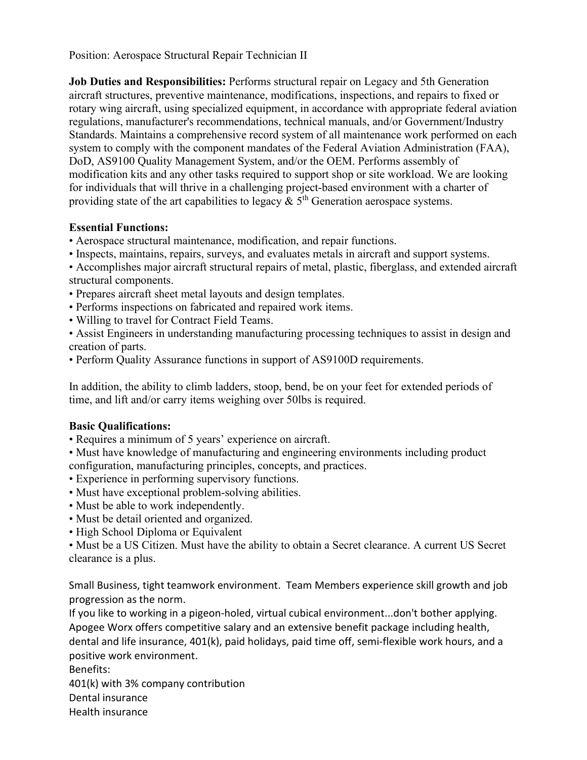Position: Aerospace Structural Repair Technician II

**Job Duties and Responsibilities:** Performs structural repair on Legacy and 5th Generation aircraft structures, preventive maintenance, modifications, inspections, and repairs to fixed or rotary wing aircraft, using specialized equipment, in accordance with appropriate federal aviation regulations, manufacturer's recommendations, technical manuals, and/or Government/Industry Standards. Maintains a comprehensive record system of all maintenance work performed on each system to comply with the component mandates of the Federal Aviation Administration (FAA), DoD, AS9100 Quality Management System, and/or the OEM. Performs assembly of modification kits and any other tasks required to support shop or site workload. We are looking for individuals that will thrive in a challenging project-based environment with a charter of providing state of the art capabilities to legacy & 5th Generation aerospace systems.

**Essential Functions:**

- Aerospace structural maintenance, modification, and repair functions.
- Inspects, maintains, repairs, surveys, and evaluates metals in aircraft and support systems.
- Accomplishes major aircraft structural repairs of metal, plastic, fiberglass, and extended aircraft structural components.
- Prepares aircraft sheet metal layouts and design templates.
- Performs inspections on fabricated and repaired work items.
- Willing to travel for Contract Field Teams.
- Assist Engineers in understanding manufacturing processing techniques to assist in design and creation of parts.
- Perform Quality Assurance functions in support of AS9100D requirements.

In addition, the ability to climb ladders, stoop, bend, be on your feet for extended periods of time, and lift and/or carry items weighing over 50lbs is required.

**Basic Qualifications:**

- Requires a minimum of 5 years' experience on aircraft.
- Must have knowledge of manufacturing and engineering environments including product configuration, manufacturing principles, concepts, and practices.
- Experience in performing supervisory functions.
- Must have exceptional problem-solving abilities.
- Must be able to work independently.
- Must be detail oriented and organized.
- High School Diploma or Equivalent
- Must be a US Citizen. Must have the ability to obtain a Secret clearance. A current US Secret clearance is a plus.

Small Business, tight teamwork environment. Team Members experience skill growth and job progression as the norm.
If you like to working in a pigeon-holed, virtual cubical environment...don't bother applying.
Apogee Worx offers competitive salary and an extensive benefit package including health, dental and life insurance, 401(k), paid holidays, paid time off, semi-flexible work hours, and a positive work environment.
Benefits:
401(k) with 3% company contribution
Dental insurance
Health insurance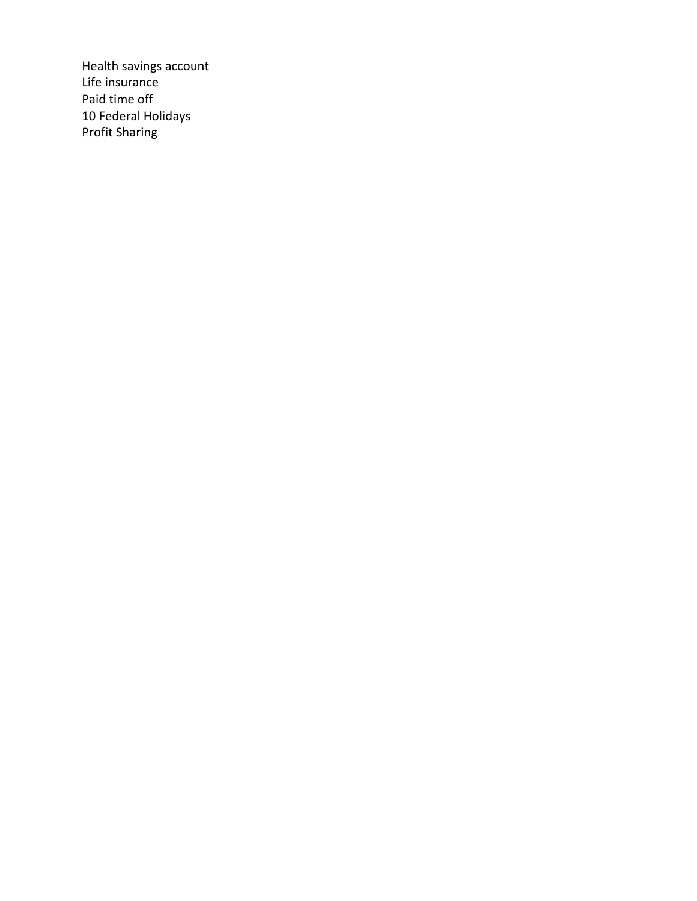Health savings account
Life insurance
Paid time off
10 Federal Holidays
Profit Sharing